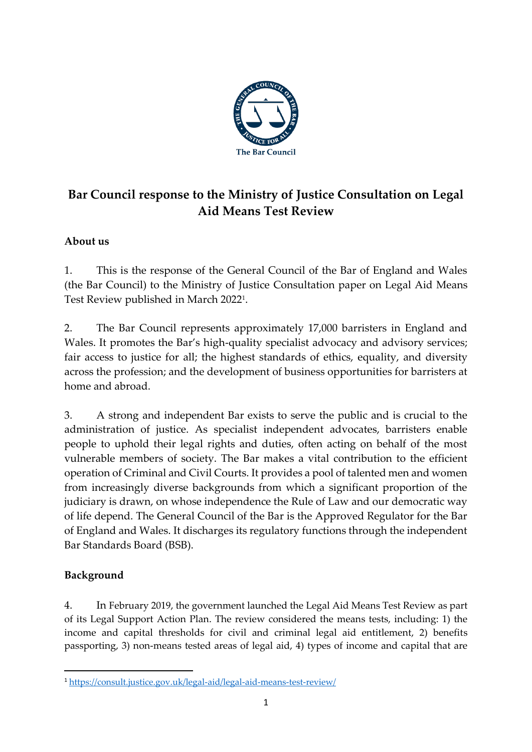The Bar Council

# Bar Council response to the Ministry of Justice Consultation on Legal Aid Means Test Review

## About us

1. This is the response of the General Council of the Bar of England and Wales (the Bar Council) to the Ministry of Justice Consultation paper on Legal Aid Means Test Review published in March 2022[1].

2. The Bar Council represents approximately 17,000 barristers in England and Wales. It promotes the Bar's high-quality specialist advocacy and advisory services; fair access to justice for all; the highest standards of ethics, equality, and diversity across the profession; and the development of business opportunities for barristers at home and abroad.

3. A strong and independent Bar exists to serve the public and is crucial to the administration of justice. As specialist independent advocates, barristers enable people to uphold their legal rights and duties, often acting on behalf of the most vulnerable members of society. The Bar makes a vital contribution to the efficient operation of Criminal and Civil Courts. It provides a pool of talented men and women from increasingly diverse backgrounds from which a significant proportion of the judiciary is drawn, on whose independence the Rule of Law and our democratic way of life depend. The General Council of the Bar is the Approved Regulator for the Bar of England and Wales. It discharges its regulatory functions through the independent Bar Standards Board (BSB).

## Background

4. In February 2019, the government launched the Legal Aid Means Test Review as part of its Legal Support Action Plan. The review considered the means tests, including: 1) the income and capital thresholds for civil and criminal legal aid entitlement, 2) benefits passporting, 3) non-means tested areas of legal aid, 4) types of income and capital that are

[1] https://consult.justice.gov.uk/legal-aid/legal-aid-means-test-review/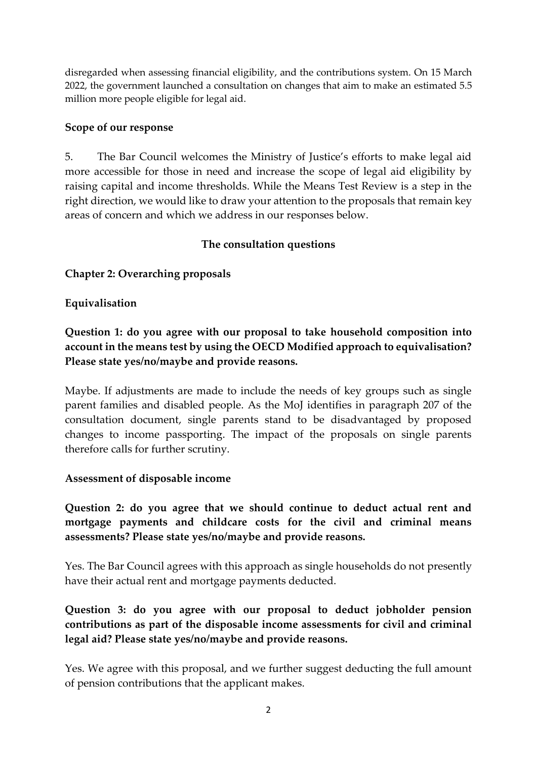disregarded when assessing financial eligibility, and the contributions system. On 15 March 2022, the government launched a consultation on changes that aim to make an estimated 5.5 million more people eligible for legal aid.

## Scope of our response

5. The Bar Council welcomes the Ministry of Justice's efforts to make legal aid more accessible for those in need and increase the scope of legal aid eligibility by raising capital and income thresholds. While the Means Test Review is a step in the right direction, we would like to draw your attention to the proposals that remain key areas of concern and which we address in our responses below.

## The consultation questions

### Chapter 2: Overarching proposals

#### Equivalisation

**Question 1: do you agree with our proposal to take household composition into account in the means test by using the OECD Modified approach to equivalisation? Please state yes/no/maybe and provide reasons.**

Maybe. If adjustments are made to include the needs of key groups such as single parent families and disabled people. As the MoJ identifies in paragraph 207 of the consultation document, single parents stand to be disadvantaged by proposed changes to income passporting. The impact of the proposals on single parents therefore calls for further scrutiny.

#### Assessment of disposable income

**Question 2: do you agree that we should continue to deduct actual rent and mortgage payments and childcare costs for the civil and criminal means assessments? Please state yes/no/maybe and provide reasons.**

Yes. The Bar Council agrees with this approach as single households do not presently have their actual rent and mortgage payments deducted.

**Question 3: do you agree with our proposal to deduct jobholder pension contributions as part of the disposable income assessments for civil and criminal legal aid? Please state yes/no/maybe and provide reasons.**

Yes. We agree with this proposal, and we further suggest deducting the full amount of pension contributions that the applicant makes.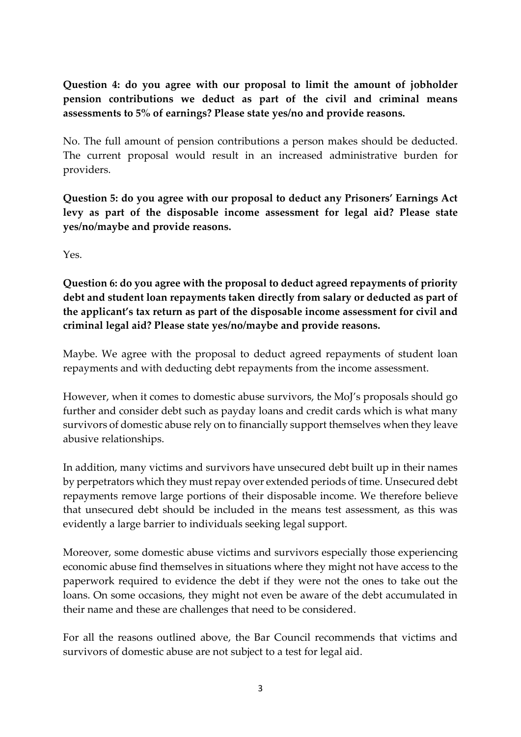**Question 4: do you agree with our proposal to limit the amount of jobholder pension contributions we deduct as part of the civil and criminal means assessments to 5% of earnings? Please state yes/no and provide reasons.**

No. The full amount of pension contributions a person makes should be deducted. The current proposal would result in an increased administrative burden for providers.

**Question 5: do you agree with our proposal to deduct any Prisoners' Earnings Act levy as part of the disposable income assessment for legal aid? Please state yes/no/maybe and provide reasons.**

Yes.

**Question 6: do you agree with the proposal to deduct agreed repayments of priority debt and student loan repayments taken directly from salary or deducted as part of the applicant's tax return as part of the disposable income assessment for civil and criminal legal aid? Please state yes/no/maybe and provide reasons.**

Maybe. We agree with the proposal to deduct agreed repayments of student loan repayments and with deducting debt repayments from the income assessment.

However, when it comes to domestic abuse survivors, the MoJ's proposals should go further and consider debt such as payday loans and credit cards which is what many survivors of domestic abuse rely on to financially support themselves when they leave abusive relationships.

In addition, many victims and survivors have unsecured debt built up in their names by perpetrators which they must repay over extended periods of time. Unsecured debt repayments remove large portions of their disposable income. We therefore believe that unsecured debt should be included in the means test assessment, as this was evidently a large barrier to individuals seeking legal support.

Moreover, some domestic abuse victims and survivors especially those experiencing economic abuse find themselves in situations where they might not have access to the paperwork required to evidence the debt if they were not the ones to take out the loans. On some occasions, they might not even be aware of the debt accumulated in their name and these are challenges that need to be considered.

For all the reasons outlined above, the Bar Council recommends that victims and survivors of domestic abuse are not subject to a test for legal aid.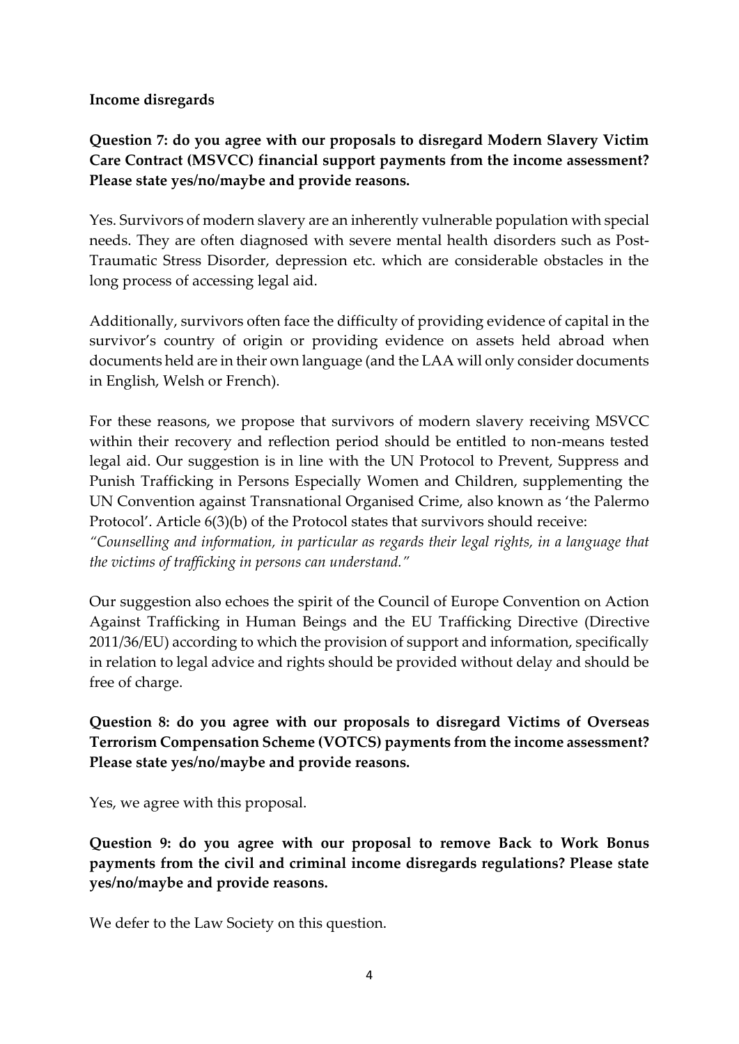**Income disregards**

**Question 7: do you agree with our proposals to disregard Modern Slavery Victim Care Contract (MSVCC) financial support payments from the income assessment? Please state yes/no/maybe and provide reasons.**

Yes. Survivors of modern slavery are an inherently vulnerable population with special needs. They are often diagnosed with severe mental health disorders such as Post-Traumatic Stress Disorder, depression etc. which are considerable obstacles in the long process of accessing legal aid.

Additionally, survivors often face the difficulty of providing evidence of capital in the survivor's country of origin or providing evidence on assets held abroad when documents held are in their own language (and the LAA will only consider documents in English, Welsh or French).

For these reasons, we propose that survivors of modern slavery receiving MSVCC within their recovery and reflection period should be entitled to non-means tested legal aid. Our suggestion is in line with the UN Protocol to Prevent, Suppress and Punish Trafficking in Persons Especially Women and Children, supplementing the UN Convention against Transnational Organised Crime, also known as 'the Palermo Protocol'. Article 6(3)(b) of the Protocol states that survivors should receive:

*"Counselling and information, in particular as regards their legal rights, in a language that the victims of trafficking in persons can understand."*

Our suggestion also echoes the spirit of the Council of Europe Convention on Action Against Trafficking in Human Beings and the EU Trafficking Directive (Directive 2011/36/EU) according to which the provision of support and information, specifically in relation to legal advice and rights should be provided without delay and should be free of charge.

**Question 8: do you agree with our proposals to disregard Victims of Overseas Terrorism Compensation Scheme (VOTCS) payments from the income assessment? Please state yes/no/maybe and provide reasons.**

Yes, we agree with this proposal.

**Question 9: do you agree with our proposal to remove Back to Work Bonus payments from the civil and criminal income disregards regulations? Please state yes/no/maybe and provide reasons.**

We defer to the Law Society on this question.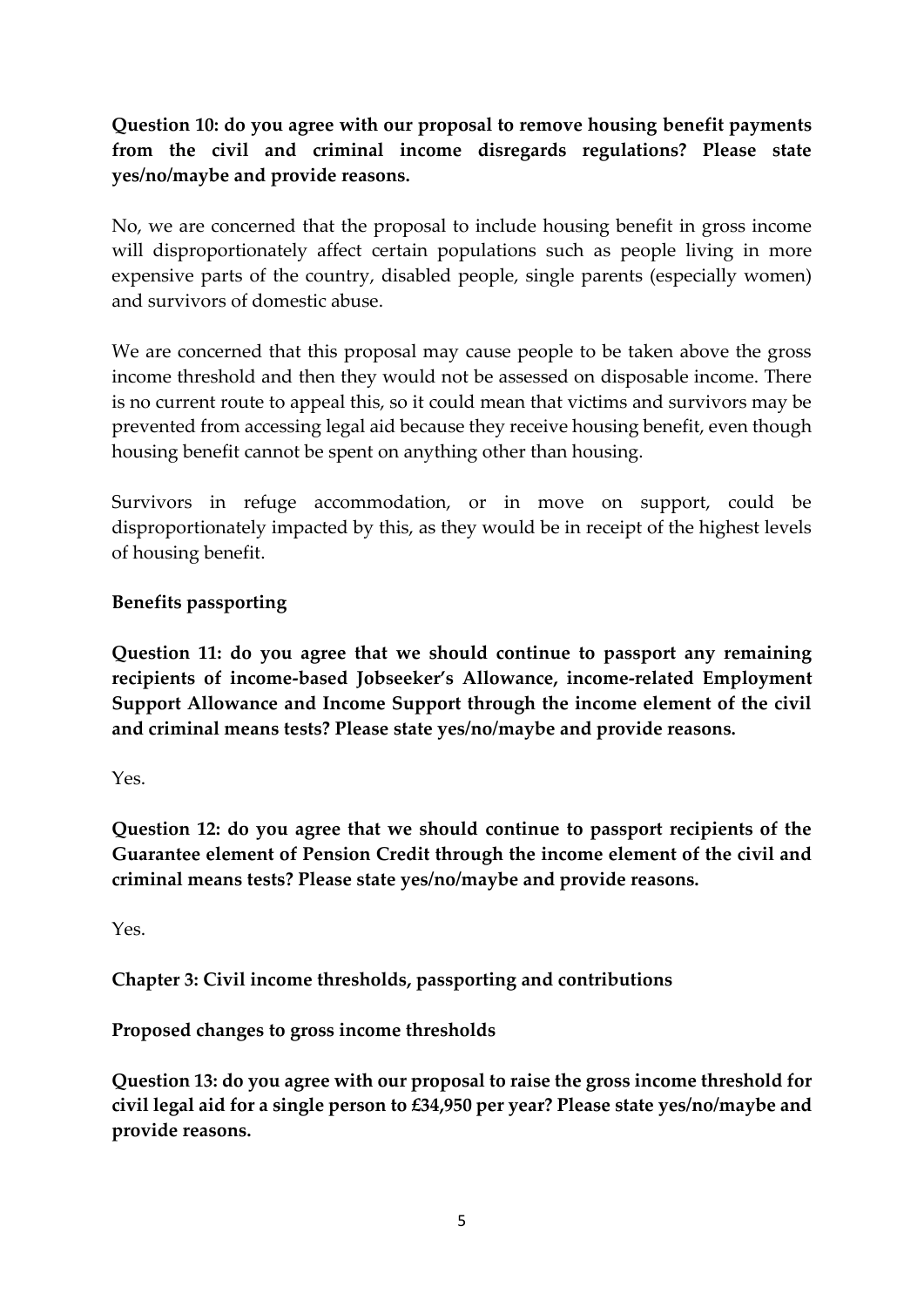**Question 10: do you agree with our proposal to remove housing benefit payments from the civil and criminal income disregards regulations? Please state yes/no/maybe and provide reasons.**

No, we are concerned that the proposal to include housing benefit in gross income will disproportionately affect certain populations such as people living in more expensive parts of the country, disabled people, single parents (especially women) and survivors of domestic abuse.

We are concerned that this proposal may cause people to be taken above the gross income threshold and then they would not be assessed on disposable income. There is no current route to appeal this, so it could mean that victims and survivors may be prevented from accessing legal aid because they receive housing benefit, even though housing benefit cannot be spent on anything other than housing.

Survivors in refuge accommodation, or in move on support, could be disproportionately impacted by this, as they would be in receipt of the highest levels of housing benefit.

**Benefits passporting**

**Question 11: do you agree that we should continue to passport any remaining recipients of income-based Jobseeker's Allowance, income-related Employment Support Allowance and Income Support through the income element of the civil and criminal means tests? Please state yes/no/maybe and provide reasons.**

Yes.

**Question 12: do you agree that we should continue to passport recipients of the Guarantee element of Pension Credit through the income element of the civil and criminal means tests? Please state yes/no/maybe and provide reasons.**

Yes.

**Chapter 3: Civil income thresholds, passporting and contributions**

**Proposed changes to gross income thresholds**

**Question 13: do you agree with our proposal to raise the gross income threshold for civil legal aid for a single person to £34,950 per year? Please state yes/no/maybe and provide reasons.**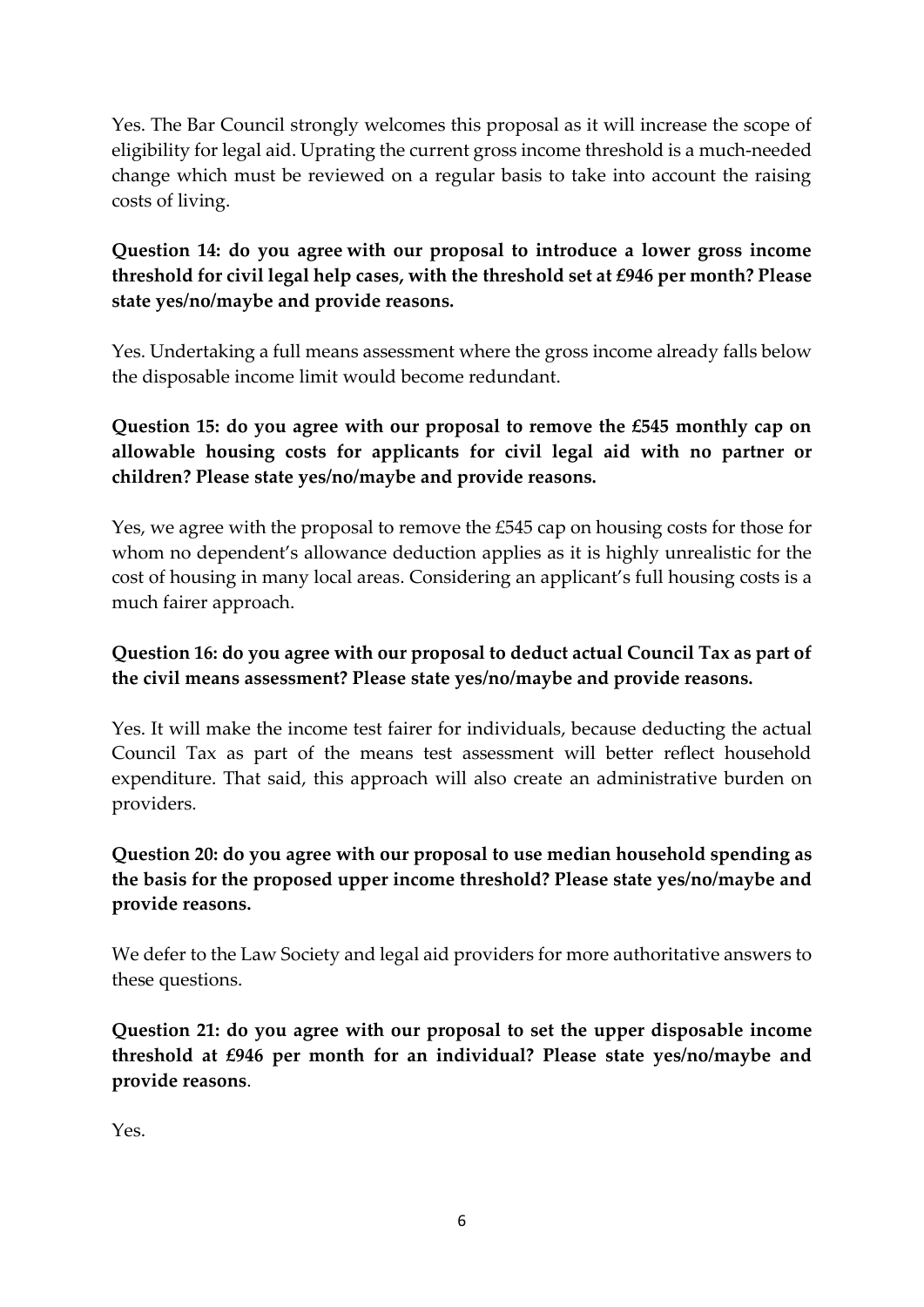Yes. The Bar Council strongly welcomes this proposal as it will increase the scope of eligibility for legal aid. Uprating the current gross income threshold is a much-needed change which must be reviewed on a regular basis to take into account the raising costs of living.

**Question 14: do you agree with our proposal to introduce a lower gross income threshold for civil legal help cases, with the threshold set at £946 per month? Please state yes/no/maybe and provide reasons.**

Yes. Undertaking a full means assessment where the gross income already falls below the disposable income limit would become redundant.

**Question 15: do you agree with our proposal to remove the £545 monthly cap on allowable housing costs for applicants for civil legal aid with no partner or children? Please state yes/no/maybe and provide reasons.**

Yes, we agree with the proposal to remove the £545 cap on housing costs for those for whom no dependent's allowance deduction applies as it is highly unrealistic for the cost of housing in many local areas. Considering an applicant's full housing costs is a much fairer approach.

**Question 16: do you agree with our proposal to deduct actual Council Tax as part of the civil means assessment? Please state yes/no/maybe and provide reasons.**

Yes. It will make the income test fairer for individuals, because deducting the actual Council Tax as part of the means test assessment will better reflect household expenditure. That said, this approach will also create an administrative burden on providers.

**Question 20: do you agree with our proposal to use median household spending as the basis for the proposed upper income threshold? Please state yes/no/maybe and provide reasons.**

We defer to the Law Society and legal aid providers for more authoritative answers to these questions.

**Question 21: do you agree with our proposal to set the upper disposable income threshold at £946 per month for an individual? Please state yes/no/maybe and provide reasons**.

Yes.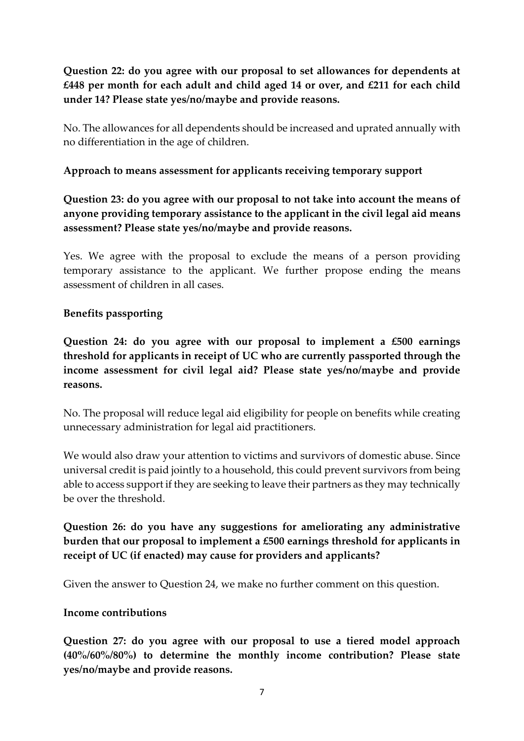**Question 22: do you agree with our proposal to set allowances for dependents at £448 per month for each adult and child aged 14 or over, and £211 for each child under 14? Please state yes/no/maybe and provide reasons.**

No. The allowances for all dependents should be increased and uprated annually with no differentiation in the age of children.

**Approach to means assessment for applicants receiving temporary support**

**Question 23: do you agree with our proposal to not take into account the means of anyone providing temporary assistance to the applicant in the civil legal aid means assessment? Please state yes/no/maybe and provide reasons.**

Yes. We agree with the proposal to exclude the means of a person providing temporary assistance to the applicant. We further propose ending the means assessment of children in all cases.

**Benefits passporting**

**Question 24: do you agree with our proposal to implement a £500 earnings threshold for applicants in receipt of UC who are currently passported through the income assessment for civil legal aid? Please state yes/no/maybe and provide reasons.**

No. The proposal will reduce legal aid eligibility for people on benefits while creating unnecessary administration for legal aid practitioners.

We would also draw your attention to victims and survivors of domestic abuse. Since universal credit is paid jointly to a household, this could prevent survivors from being able to access support if they are seeking to leave their partners as they may technically be over the threshold.

**Question 26: do you have any suggestions for ameliorating any administrative burden that our proposal to implement a £500 earnings threshold for applicants in receipt of UC (if enacted) may cause for providers and applicants?**

Given the answer to Question 24, we make no further comment on this question.

**Income contributions**

**Question 27: do you agree with our proposal to use a tiered model approach (40%/60%/80%) to determine the monthly income contribution? Please state yes/no/maybe and provide reasons.**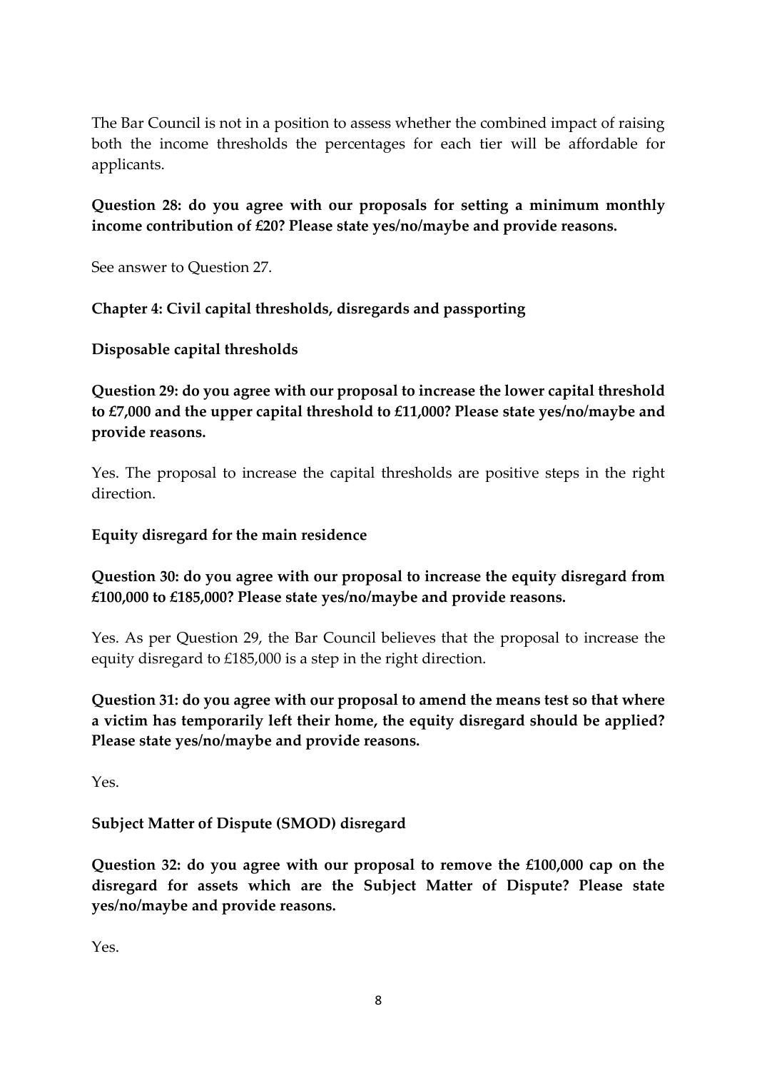The Bar Council is not in a position to assess whether the combined impact of raising both the income thresholds the percentages for each tier will be affordable for applicants.

**Question 28: do you agree with our proposals for setting a minimum monthly income contribution of £20? Please state yes/no/maybe and provide reasons.**

See answer to Question 27.

**Chapter 4: Civil capital thresholds, disregards and passporting**

**Disposable capital thresholds**

**Question 29: do you agree with our proposal to increase the lower capital threshold to £7,000 and the upper capital threshold to £11,000? Please state yes/no/maybe and provide reasons.**

Yes. The proposal to increase the capital thresholds are positive steps in the right direction.

**Equity disregard for the main residence**

**Question 30: do you agree with our proposal to increase the equity disregard from £100,000 to £185,000? Please state yes/no/maybe and provide reasons.**

Yes. As per Question 29, the Bar Council believes that the proposal to increase the equity disregard to £185,000 is a step in the right direction.

**Question 31: do you agree with our proposal to amend the means test so that where a victim has temporarily left their home, the equity disregard should be applied? Please state yes/no/maybe and provide reasons.**

Yes.

**Subject Matter of Dispute (SMOD) disregard**

**Question 32: do you agree with our proposal to remove the £100,000 cap on the disregard for assets which are the Subject Matter of Dispute? Please state yes/no/maybe and provide reasons.**

Yes.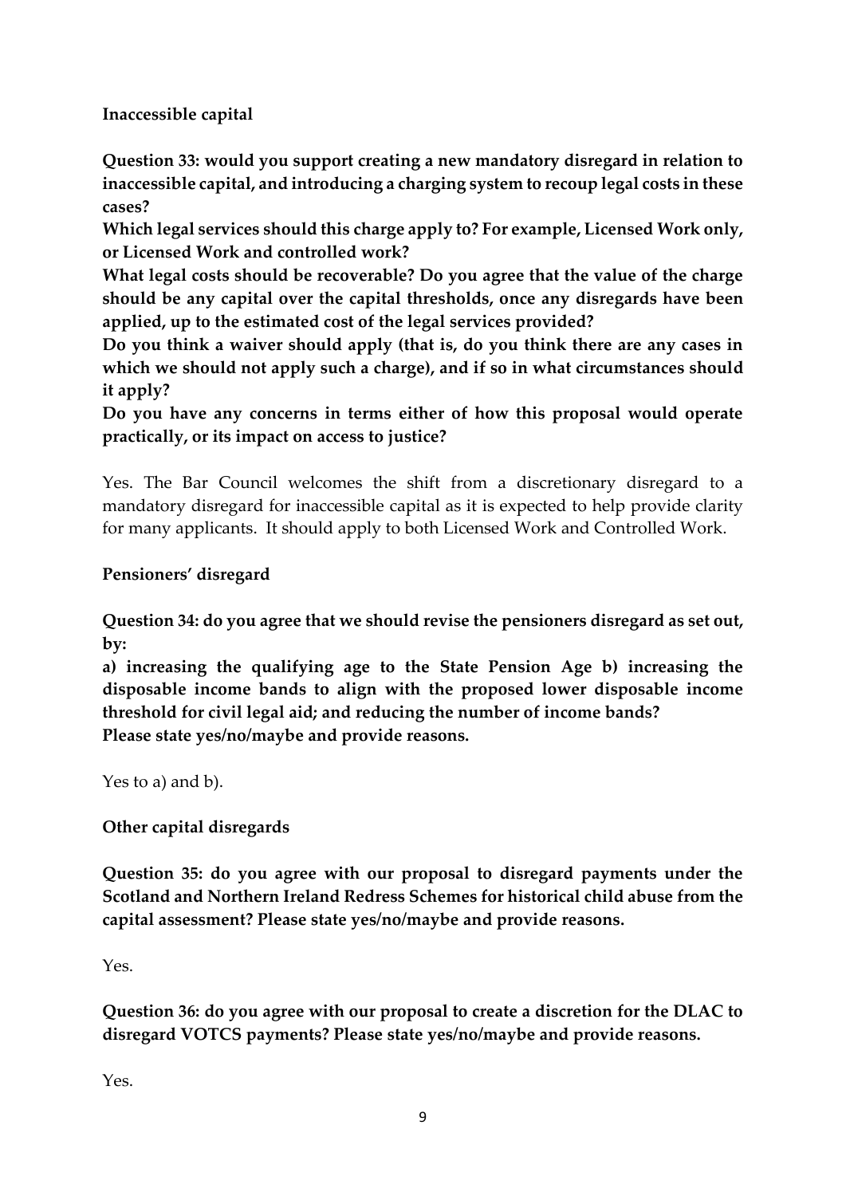**Inaccessible capital**

**Question 33: would you support creating a new mandatory disregard in relation to inaccessible capital, and introducing a charging system to recoup legal costs in these cases?**

**Which legal services should this charge apply to? For example, Licensed Work only, or Licensed Work and controlled work?**

**What legal costs should be recoverable? Do you agree that the value of the charge should be any capital over the capital thresholds, once any disregards have been applied, up to the estimated cost of the legal services provided?**

**Do you think a waiver should apply (that is, do you think there are any cases in which we should not apply such a charge), and if so in what circumstances should it apply?**

**Do you have any concerns in terms either of how this proposal would operate practically, or its impact on access to justice?**

Yes. The Bar Council welcomes the shift from a discretionary disregard to a mandatory disregard for inaccessible capital as it is expected to help provide clarity for many applicants. It should apply to both Licensed Work and Controlled Work.

**Pensioners' disregard**

**Question 34: do you agree that we should revise the pensioners disregard as set out, by:**

**a) increasing the qualifying age to the State Pension Age b) increasing the disposable income bands to align with the proposed lower disposable income threshold for civil legal aid; and reducing the number of income bands?**

**Please state yes/no/maybe and provide reasons.**

Yes to a) and b).

**Other capital disregards**

**Question 35: do you agree with our proposal to disregard payments under the Scotland and Northern Ireland Redress Schemes for historical child abuse from the capital assessment? Please state yes/no/maybe and provide reasons.**

Yes.

**Question 36: do you agree with our proposal to create a discretion for the DLAC to disregard VOTCS payments? Please state yes/no/maybe and provide reasons.**

Yes.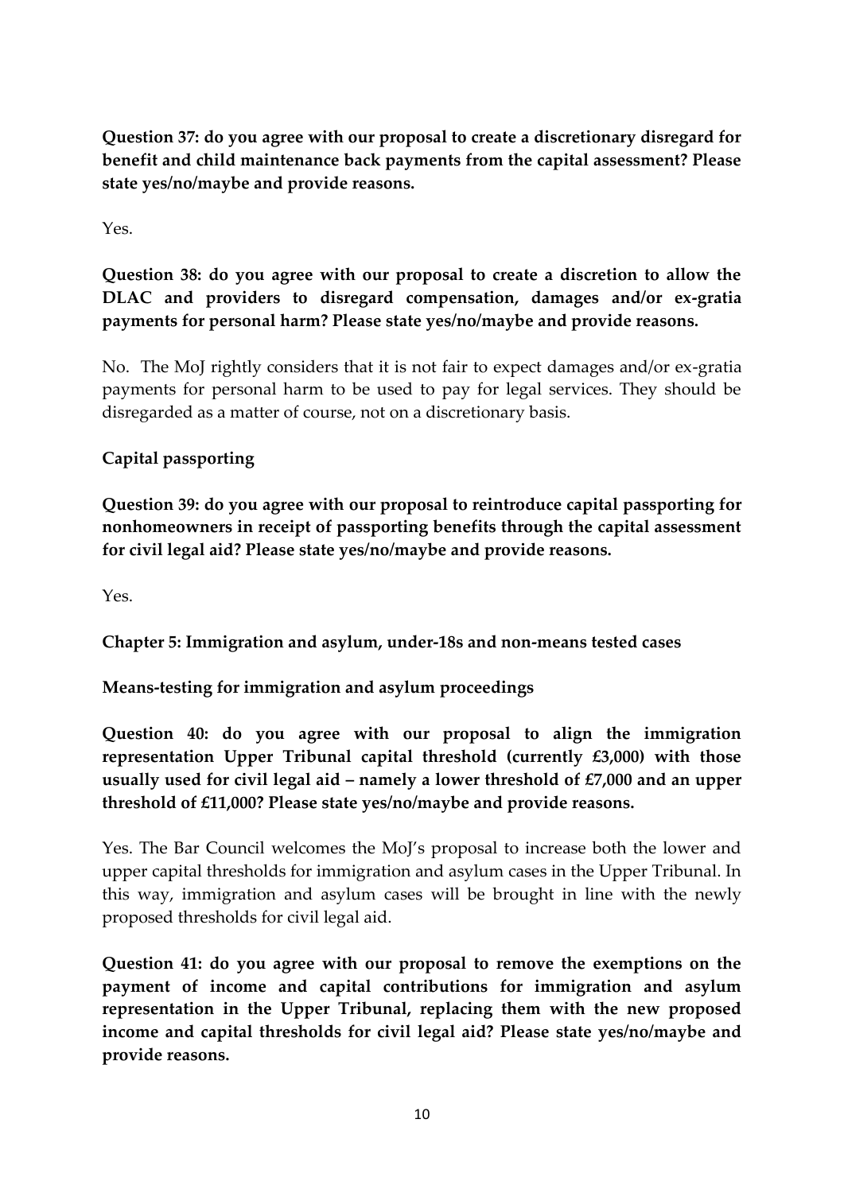**Question 37: do you agree with our proposal to create a discretionary disregard for benefit and child maintenance back payments from the capital assessment? Please state yes/no/maybe and provide reasons.**

Yes.

**Question 38: do you agree with our proposal to create a discretion to allow the DLAC and providers to disregard compensation, damages and/or ex-gratia payments for personal harm? Please state yes/no/maybe and provide reasons.**

No. The MoJ rightly considers that it is not fair to expect damages and/or ex-gratia payments for personal harm to be used to pay for legal services. They should be disregarded as a matter of course, not on a discretionary basis.

**Capital passporting**

**Question 39: do you agree with our proposal to reintroduce capital passporting for nonhomeowners in receipt of passporting benefits through the capital assessment for civil legal aid? Please state yes/no/maybe and provide reasons.**

Yes.

**Chapter 5: Immigration and asylum, under-18s and non-means tested cases**

**Means-testing for immigration and asylum proceedings**

**Question 40: do you agree with our proposal to align the immigration representation Upper Tribunal capital threshold (currently £3,000) with those usually used for civil legal aid – namely a lower threshold of £7,000 and an upper threshold of £11,000? Please state yes/no/maybe and provide reasons.**

Yes. The Bar Council welcomes the MoJ's proposal to increase both the lower and upper capital thresholds for immigration and asylum cases in the Upper Tribunal. In this way, immigration and asylum cases will be brought in line with the newly proposed thresholds for civil legal aid.

**Question 41: do you agree with our proposal to remove the exemptions on the payment of income and capital contributions for immigration and asylum representation in the Upper Tribunal, replacing them with the new proposed income and capital thresholds for civil legal aid? Please state yes/no/maybe and provide reasons.**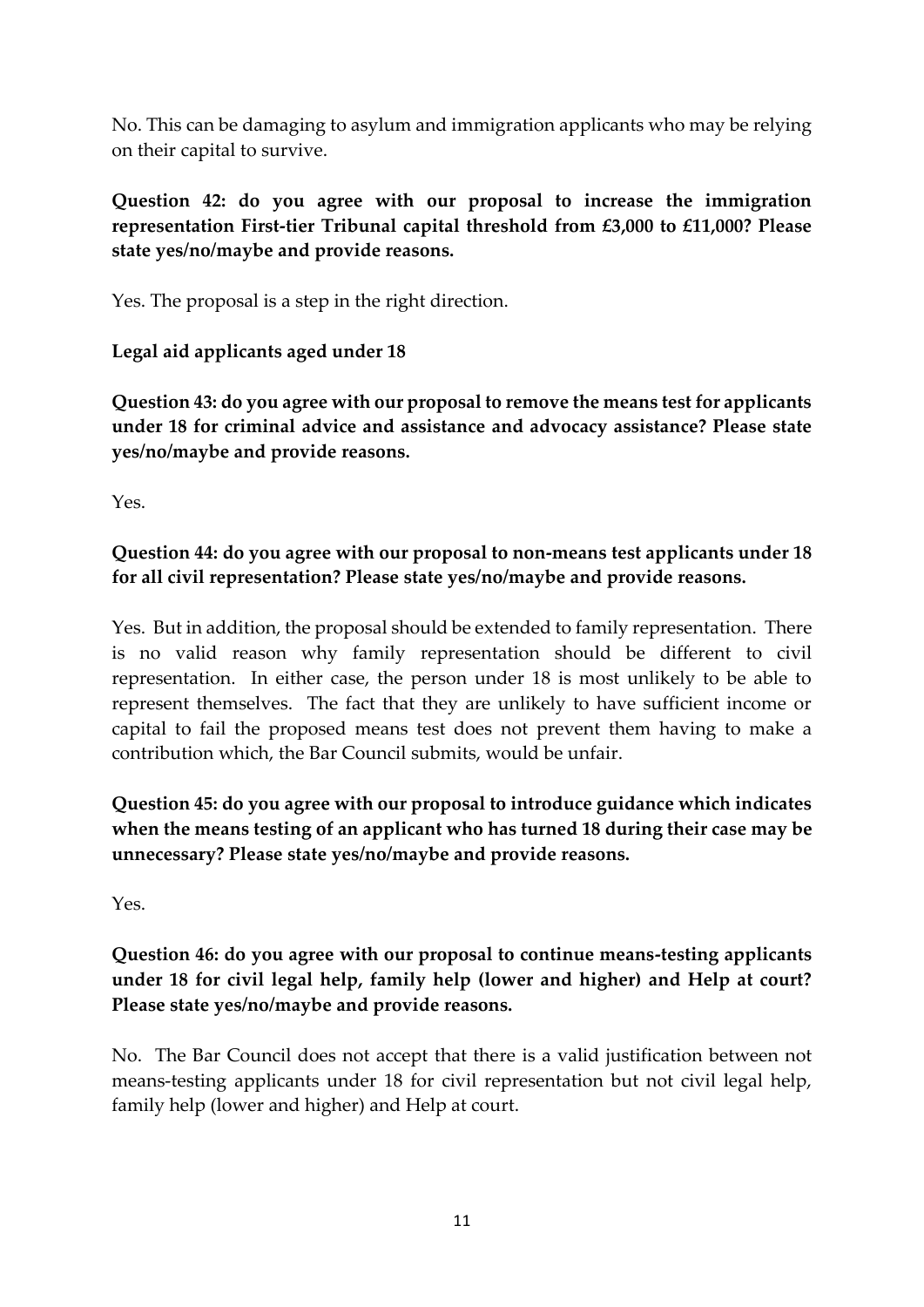No. This can be damaging to asylum and immigration applicants who may be relying on their capital to survive.

**Question 42: do you agree with our proposal to increase the immigration representation First-tier Tribunal capital threshold from £3,000 to £11,000? Please state yes/no/maybe and provide reasons.**

Yes. The proposal is a step in the right direction.

**Legal aid applicants aged under 18**

**Question 43: do you agree with our proposal to remove the means test for applicants under 18 for criminal advice and assistance and advocacy assistance? Please state yes/no/maybe and provide reasons.**

Yes.

**Question 44: do you agree with our proposal to non-means test applicants under 18 for all civil representation? Please state yes/no/maybe and provide reasons.**

Yes. But in addition, the proposal should be extended to family representation. There is no valid reason why family representation should be different to civil representation. In either case, the person under 18 is most unlikely to be able to represent themselves. The fact that they are unlikely to have sufficient income or capital to fail the proposed means test does not prevent them having to make a contribution which, the Bar Council submits, would be unfair.

**Question 45: do you agree with our proposal to introduce guidance which indicates when the means testing of an applicant who has turned 18 during their case may be unnecessary? Please state yes/no/maybe and provide reasons.**

Yes.

**Question 46: do you agree with our proposal to continue means-testing applicants under 18 for civil legal help, family help (lower and higher) and Help at court? Please state yes/no/maybe and provide reasons.**

No. The Bar Council does not accept that there is a valid justification between not means-testing applicants under 18 for civil representation but not civil legal help, family help (lower and higher) and Help at court.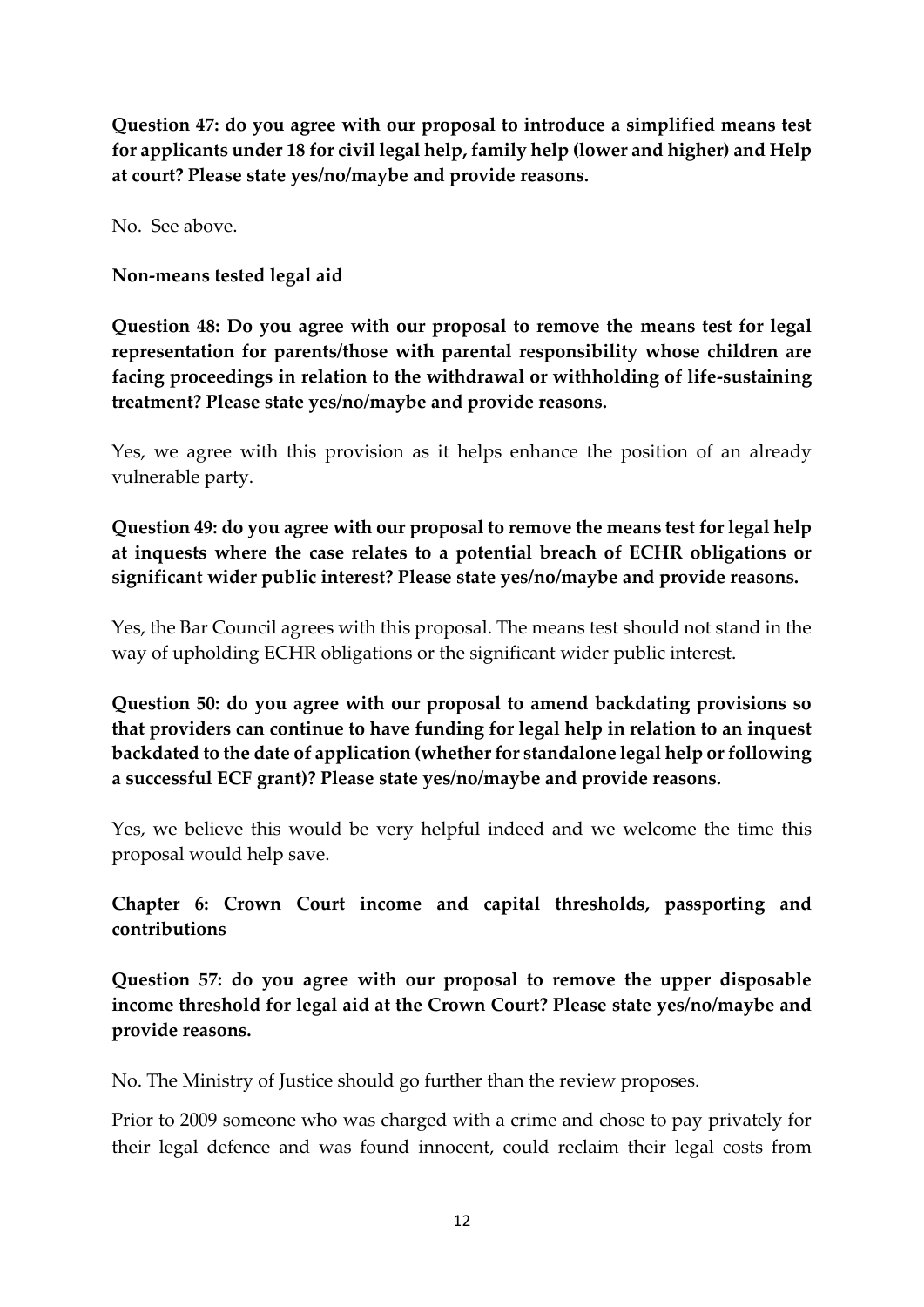**Question 47: do you agree with our proposal to introduce a simplified means test for applicants under 18 for civil legal help, family help (lower and higher) and Help at court? Please state yes/no/maybe and provide reasons.**

No. See above.

**Non-means tested legal aid**

**Question 48: Do you agree with our proposal to remove the means test for legal representation for parents/those with parental responsibility whose children are facing proceedings in relation to the withdrawal or withholding of life-sustaining treatment? Please state yes/no/maybe and provide reasons.**

Yes, we agree with this provision as it helps enhance the position of an already vulnerable party.

**Question 49: do you agree with our proposal to remove the means test for legal help at inquests where the case relates to a potential breach of ECHR obligations or significant wider public interest? Please state yes/no/maybe and provide reasons.**

Yes, the Bar Council agrees with this proposal. The means test should not stand in the way of upholding ECHR obligations or the significant wider public interest.

**Question 50: do you agree with our proposal to amend backdating provisions so that providers can continue to have funding for legal help in relation to an inquest backdated to the date of application (whether for standalone legal help or following a successful ECF grant)? Please state yes/no/maybe and provide reasons.**

Yes, we believe this would be very helpful indeed and we welcome the time this proposal would help save.

**Chapter 6: Crown Court income and capital thresholds, passporting and contributions**

**Question 57: do you agree with our proposal to remove the upper disposable income threshold for legal aid at the Crown Court? Please state yes/no/maybe and provide reasons.**

No. The Ministry of Justice should go further than the review proposes.

Prior to 2009 someone who was charged with a crime and chose to pay privately for their legal defence and was found innocent, could reclaim their legal costs from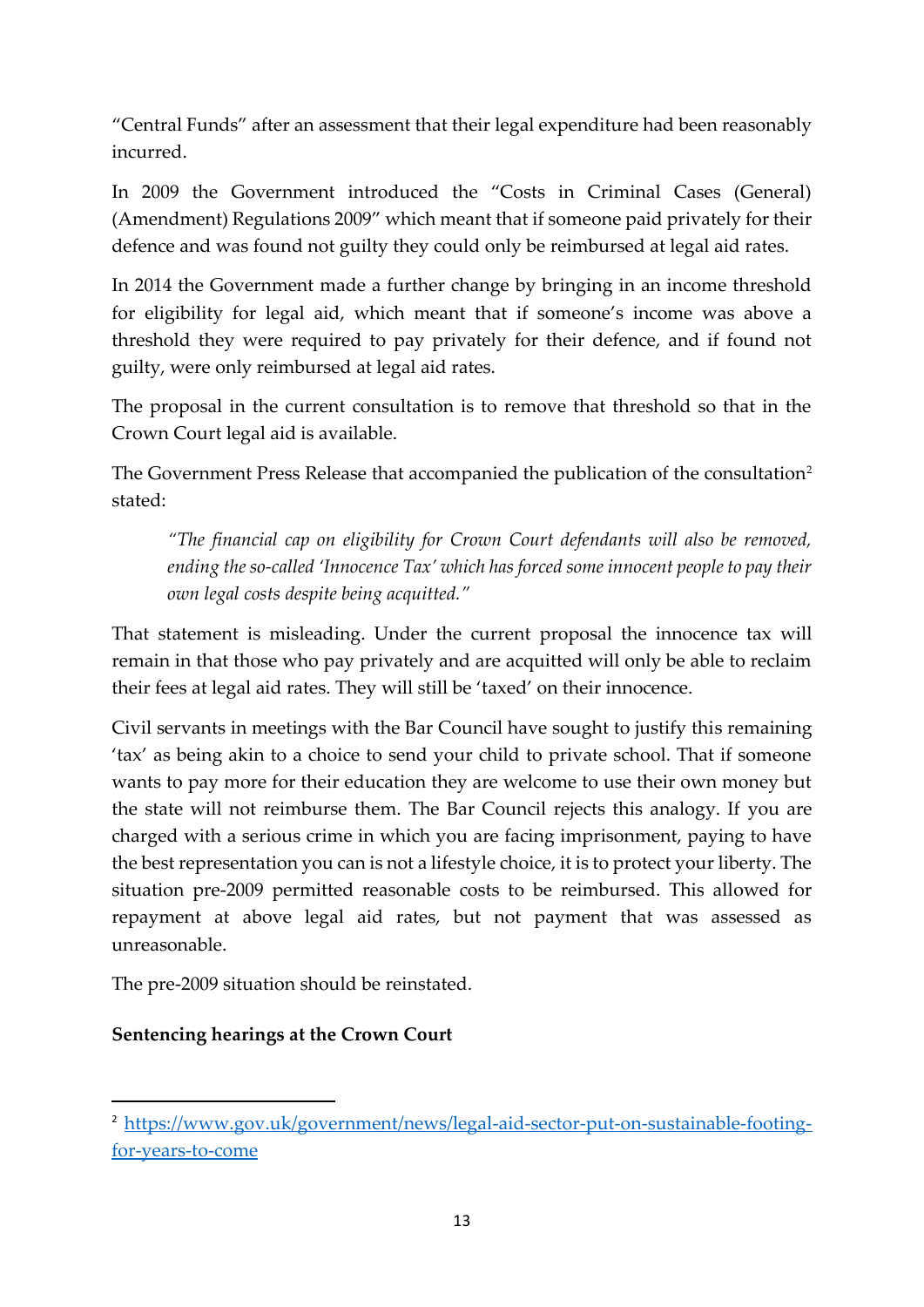"Central Funds" after an assessment that their legal expenditure had been reasonably incurred.

In 2009 the Government introduced the "Costs in Criminal Cases (General) (Amendment) Regulations 2009" which meant that if someone paid privately for their defence and was found not guilty they could only be reimbursed at legal aid rates.

In 2014 the Government made a further change by bringing in an income threshold for eligibility for legal aid, which meant that if someone's income was above a threshold they were required to pay privately for their defence, and if found not guilty, were only reimbursed at legal aid rates.

The proposal in the current consultation is to remove that threshold so that in the Crown Court legal aid is available.

The Government Press Release that accompanied the publication of the consultation[2] stated:

> *"The financial cap on eligibility for Crown Court defendants will also be removed, ending the so-called 'Innocence Tax' which has forced some innocent people to pay their own legal costs despite being acquitted."*

That statement is misleading. Under the current proposal the innocence tax will remain in that those who pay privately and are acquitted will only be able to reclaim their fees at legal aid rates. They will still be 'taxed' on their innocence.

Civil servants in meetings with the Bar Council have sought to justify this remaining 'tax' as being akin to a choice to send your child to private school. That if someone wants to pay more for their education they are welcome to use their own money but the state will not reimburse them. The Bar Council rejects this analogy. If you are charged with a serious crime in which you are facing imprisonment, paying to have the best representation you can is not a lifestyle choice, it is to protect your liberty. The situation pre-2009 permitted reasonable costs to be reimbursed. This allowed for repayment at above legal aid rates, but not payment that was assessed as unreasonable.

The pre-2009 situation should be reinstated.

**Sentencing hearings at the Crown Court**

---

[2] https://www.gov.uk/government/news/legal-aid-sector-put-on-sustainable-footing-for-years-to-come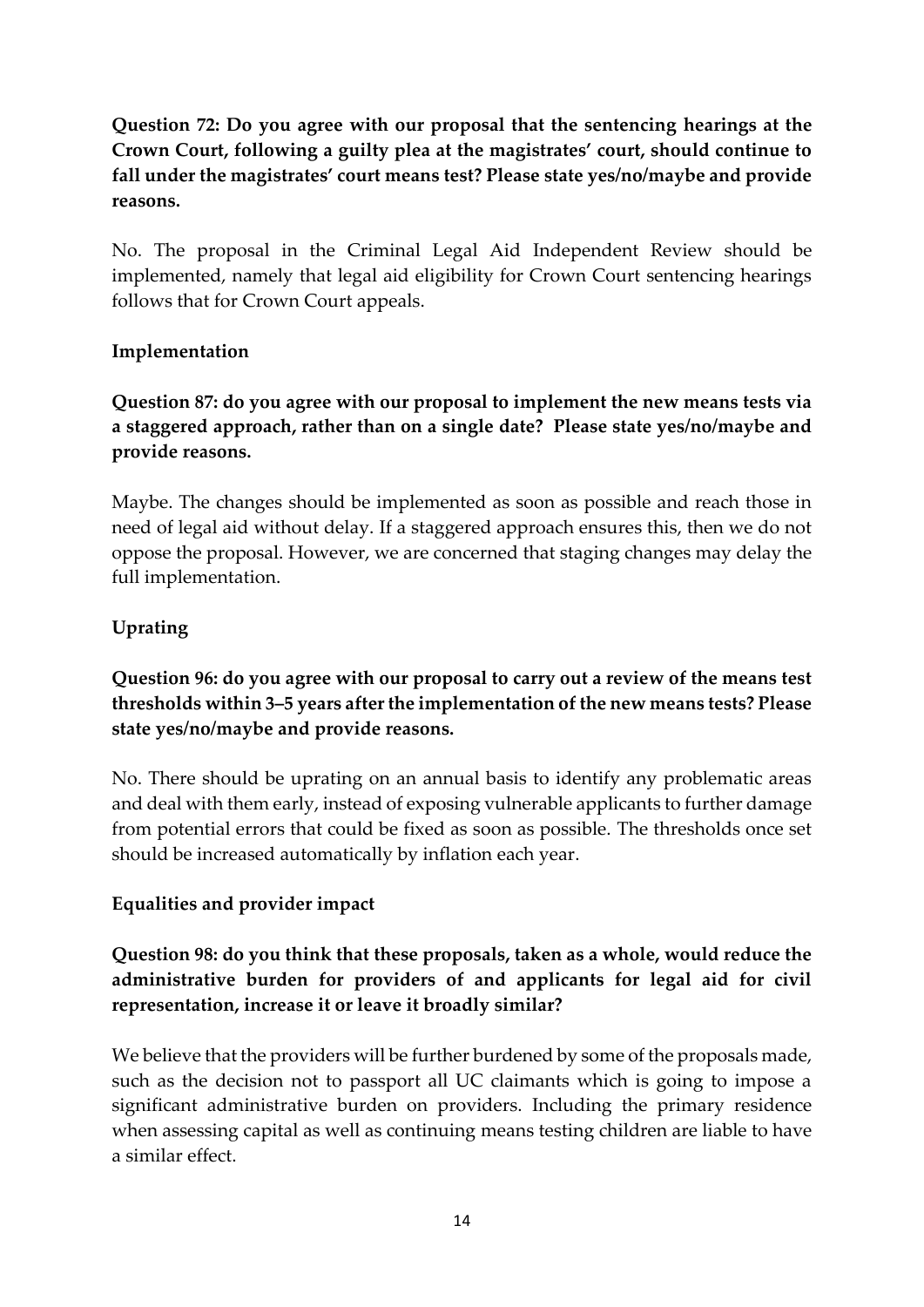**Question 72: Do you agree with our proposal that the sentencing hearings at the Crown Court, following a guilty plea at the magistrates' court, should continue to fall under the magistrates' court means test? Please state yes/no/maybe and provide reasons.**

No. The proposal in the Criminal Legal Aid Independent Review should be implemented, namely that legal aid eligibility for Crown Court sentencing hearings follows that for Crown Court appeals.

**Implementation**

**Question 87: do you agree with our proposal to implement the new means tests via a staggered approach, rather than on a single date? Please state yes/no/maybe and provide reasons.**

Maybe. The changes should be implemented as soon as possible and reach those in need of legal aid without delay. If a staggered approach ensures this, then we do not oppose the proposal. However, we are concerned that staging changes may delay the full implementation.

**Uprating**

**Question 96: do you agree with our proposal to carry out a review of the means test thresholds within 3–5 years after the implementation of the new means tests? Please state yes/no/maybe and provide reasons.**

No. There should be uprating on an annual basis to identify any problematic areas and deal with them early, instead of exposing vulnerable applicants to further damage from potential errors that could be fixed as soon as possible. The thresholds once set should be increased automatically by inflation each year.

**Equalities and provider impact**

**Question 98: do you think that these proposals, taken as a whole, would reduce the administrative burden for providers of and applicants for legal aid for civil representation, increase it or leave it broadly similar?**

We believe that the providers will be further burdened by some of the proposals made, such as the decision not to passport all UC claimants which is going to impose a significant administrative burden on providers. Including the primary residence when assessing capital as well as continuing means testing children are liable to have a similar effect.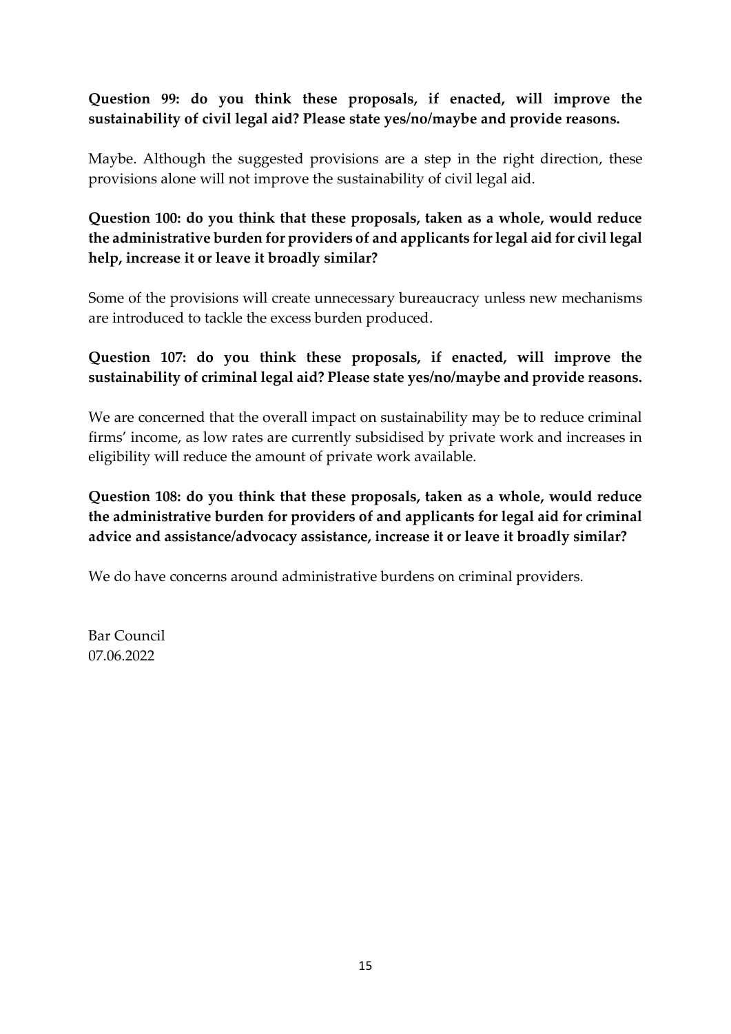**Question 99: do you think these proposals, if enacted, will improve the sustainability of civil legal aid? Please state yes/no/maybe and provide reasons.**

Maybe. Although the suggested provisions are a step in the right direction, these provisions alone will not improve the sustainability of civil legal aid.

**Question 100: do you think that these proposals, taken as a whole, would reduce the administrative burden for providers of and applicants for legal aid for civil legal help, increase it or leave it broadly similar?**

Some of the provisions will create unnecessary bureaucracy unless new mechanisms are introduced to tackle the excess burden produced.

**Question 107: do you think these proposals, if enacted, will improve the sustainability of criminal legal aid? Please state yes/no/maybe and provide reasons.**

We are concerned that the overall impact on sustainability may be to reduce criminal firms' income, as low rates are currently subsidised by private work and increases in eligibility will reduce the amount of private work available.

**Question 108: do you think that these proposals, taken as a whole, would reduce the administrative burden for providers of and applicants for legal aid for criminal advice and assistance/advocacy assistance, increase it or leave it broadly similar?**

We do have concerns around administrative burdens on criminal providers.

Bar Council
07.06.2022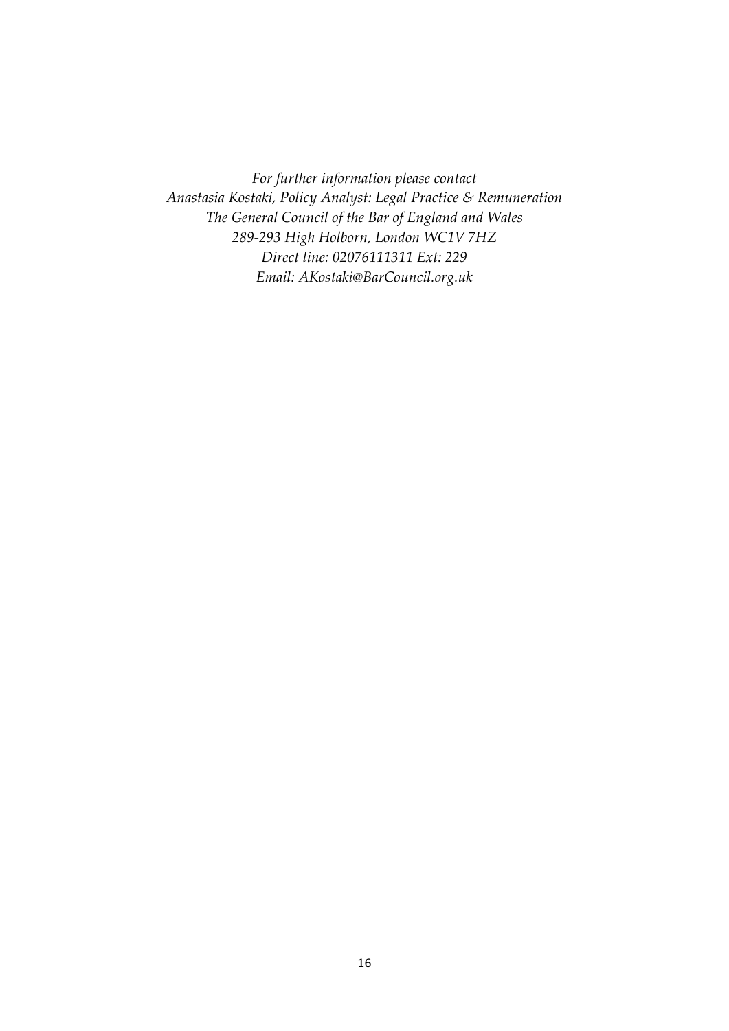*For further information please contact*
*Anastasia Kostaki, Policy Analyst: Legal Practice & Remuneration*
*The General Council of the Bar of England and Wales*
*289-293 High Holborn, London WC1V 7HZ*
*Direct line: 02076111311 Ext: 229*
*Email: AKostaki@BarCouncil.org.uk*